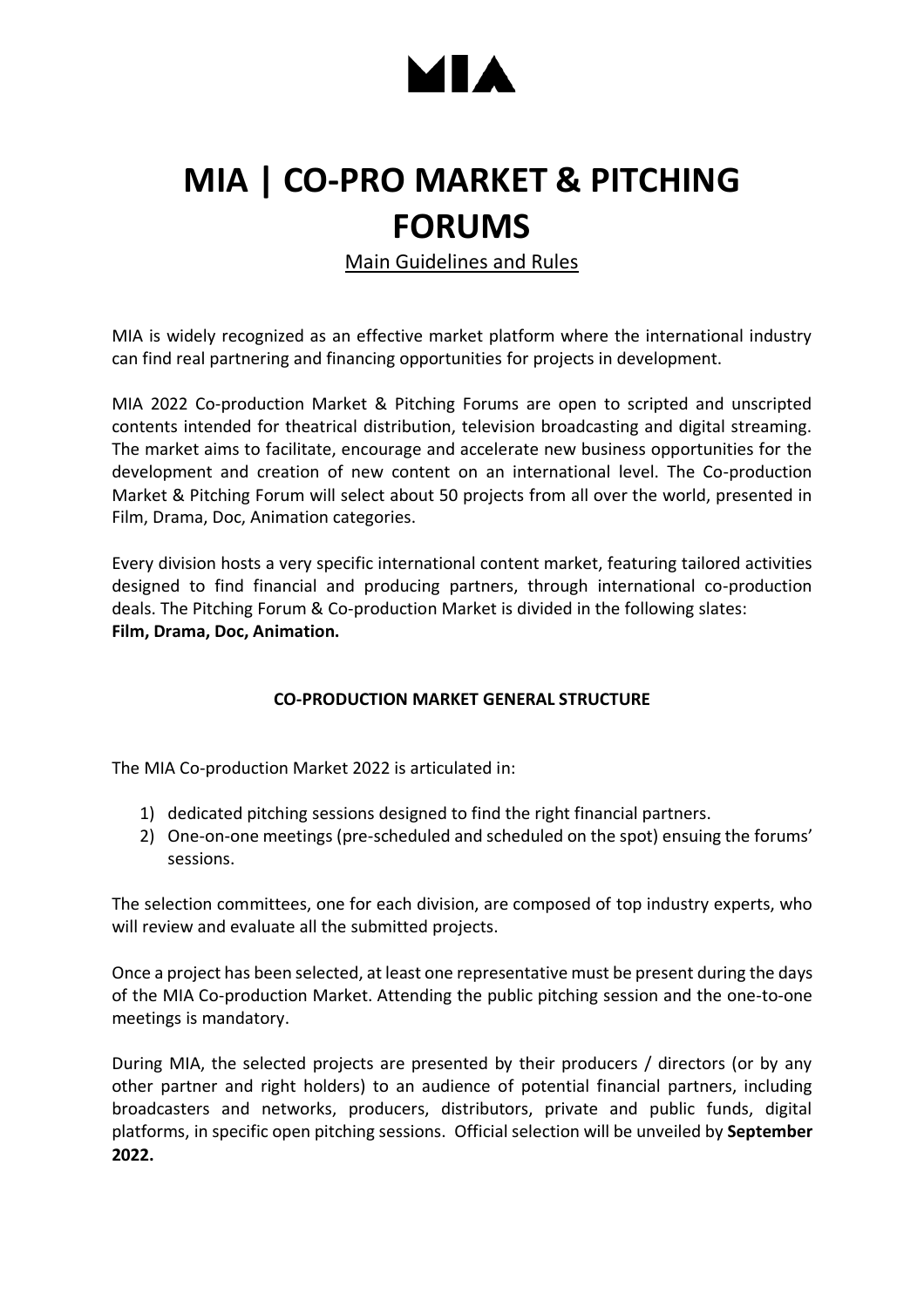MIA

# MIA | CO-PRO MARKET & PITCHING FORUMS

Main Guidelines and Rules

MIA is widely recognized as an effective market platform where the international industry can find real partnering and financing opportunities for projects in development.

MIA 2022 Co-production Market & Pitching Forums are open to scripted and unscripted contents intended for theatrical distribution, television broadcasting and digital streaming. The market aims to facilitate, encourage and accelerate new business opportunities for the development and creation of new content on an international level. The Co-production Market & Pitching Forum will select about 50 projects from all over the world, presented in Film, Drama, Doc, Animation categories.

Every division hosts a very specific international content market, featuring tailored activities designed to find financial and producing partners, through international co-production deals. The Pitching Forum & Co-production Market is divided in the following slates:
**Film, Drama, Doc, Animation.**

### CO-PRODUCTION MARKET GENERAL STRUCTURE

The MIA Co-production Market 2022 is articulated in:

1) dedicated pitching sessions designed to find the right financial partners.
2) One-on-one meetings (pre-scheduled and scheduled on the spot) ensuing the forums' sessions.

The selection committees, one for each division, are composed of top industry experts, who will review and evaluate all the submitted projects.

Once a project has been selected, at least one representative must be present during the days of the MIA Co-production Market. Attending the public pitching session and the one-to-one meetings is mandatory.

During MIA, the selected projects are presented by their producers / directors (or by any other partner and right holders) to an audience of potential financial partners, including broadcasters and networks, producers, distributors, private and public funds, digital platforms, in specific open pitching sessions. Official selection will be unveiled by **September 2022.**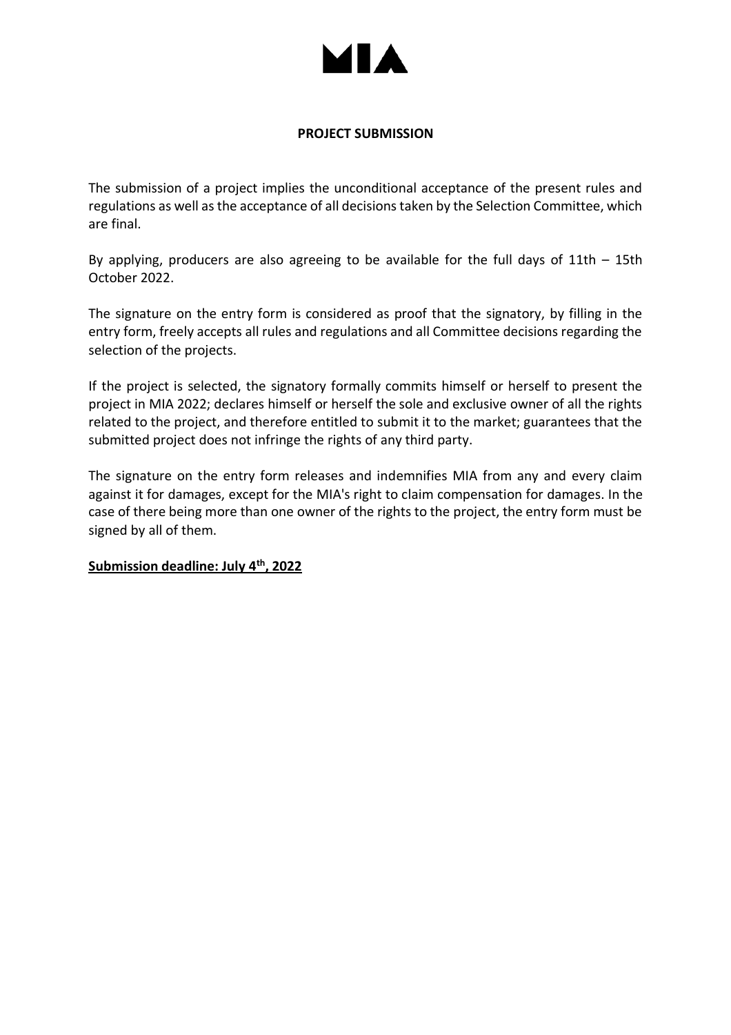## PROJECT SUBMISSION

The submission of a project implies the unconditional acceptance of the present rules and regulations as well as the acceptance of all decisions taken by the Selection Committee, which are final.

By applying, producers are also agreeing to be available for the full days of 11th – 15th October 2022.

The signature on the entry form is considered as proof that the signatory, by filling in the entry form, freely accepts all rules and regulations and all Committee decisions regarding the selection of the projects.

If the project is selected, the signatory formally commits himself or herself to present the project in MIA 2022; declares himself or herself the sole and exclusive owner of all the rights related to the project, and therefore entitled to submit it to the market; guarantees that the submitted project does not infringe the rights of any third party.

The signature on the entry form releases and indemnifies MIA from any and every claim against it for damages, except for the MIA's right to claim compensation for damages. In the case of there being more than one owner of the rights to the project, the entry form must be signed by all of them.

**Submission deadline: July 4th, 2022**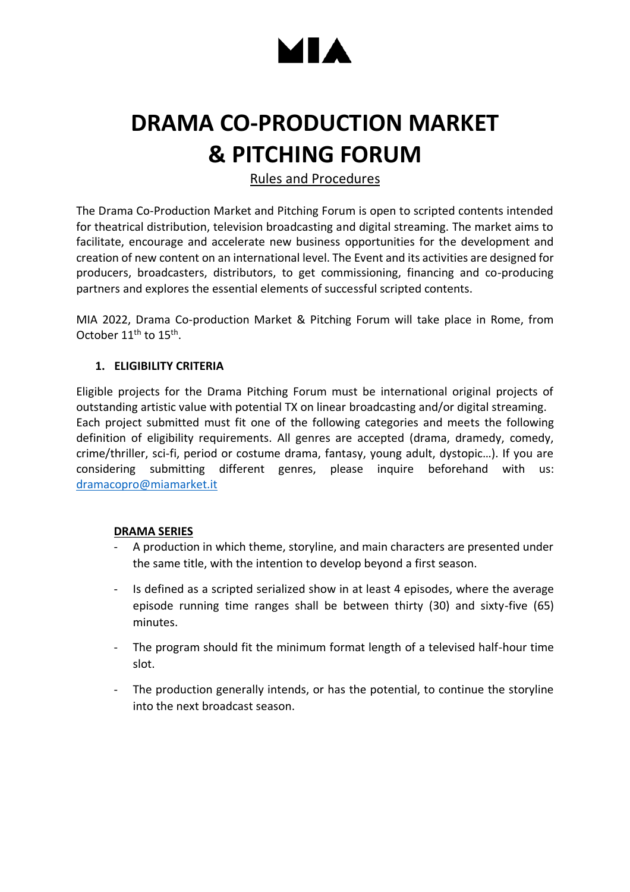# MIA

# DRAMA CO-PRODUCTION MARKET & PITCHING FORUM

Rules and Procedures

The Drama Co-Production Market and Pitching Forum is open to scripted contents intended for theatrical distribution, television broadcasting and digital streaming. The market aims to facilitate, encourage and accelerate new business opportunities for the development and creation of new content on an international level. The Event and its activities are designed for producers, broadcasters, distributors, to get commissioning, financing and co-producing partners and explores the essential elements of successful scripted contents.

MIA 2022, Drama Co-production Market & Pitching Forum will take place in Rome, from October 11th to 15th.

## 1. ELIGIBILITY CRITERIA

Eligible projects for the Drama Pitching Forum must be international original projects of outstanding artistic value with potential TX on linear broadcasting and/or digital streaming.
Each project submitted must fit one of the following categories and meets the following definition of eligibility requirements. All genres are accepted (drama, dramedy, comedy, crime/thriller, sci-fi, period or costume drama, fantasy, young adult, dystopic…). If you are considering submitting different genres, please inquire beforehand with us: dramacopro@miamarket.it

### DRAMA SERIES

- A production in which theme, storyline, and main characters are presented under the same title, with the intention to develop beyond a first season.
- Is defined as a scripted serialized show in at least 4 episodes, where the average episode running time ranges shall be between thirty (30) and sixty-five (65) minutes.
- The program should fit the minimum format length of a televised half-hour time slot.
- The production generally intends, or has the potential, to continue the storyline into the next broadcast season.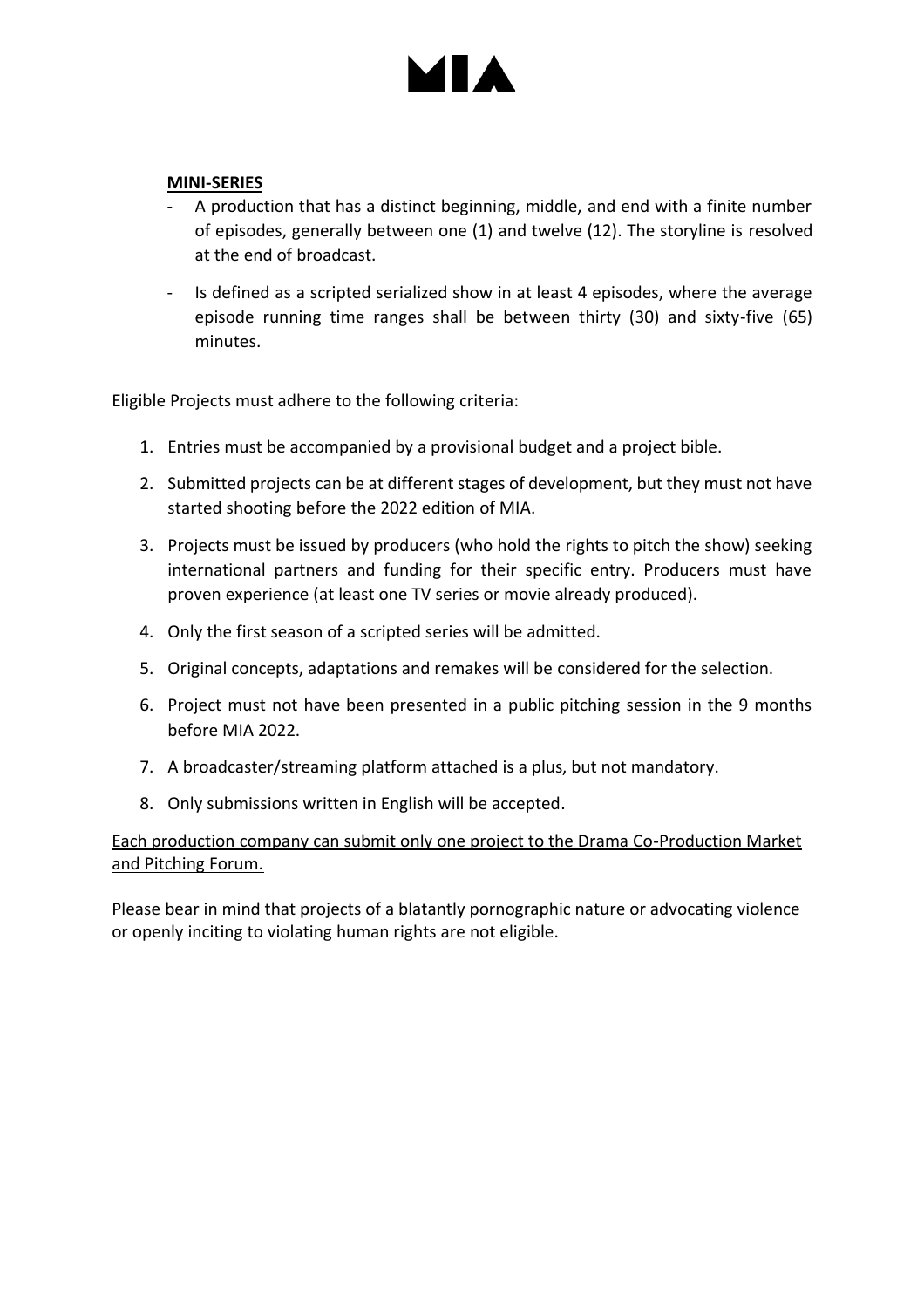**MINI-SERIES**

- A production that has a distinct beginning, middle, and end with a finite number of episodes, generally between one (1) and twelve (12). The storyline is resolved at the end of broadcast.
- Is defined as a scripted serialized show in at least 4 episodes, where the average episode running time ranges shall be between thirty (30) and sixty-five (65) minutes.

Eligible Projects must adhere to the following criteria:

1. Entries must be accompanied by a provisional budget and a project bible.
2. Submitted projects can be at different stages of development, but they must not have started shooting before the 2022 edition of MIA.
3. Projects must be issued by producers (who hold the rights to pitch the show) seeking international partners and funding for their specific entry. Producers must have proven experience (at least one TV series or movie already produced).
4. Only the first season of a scripted series will be admitted.
5. Original concepts, adaptations and remakes will be considered for the selection.
6. Project must not have been presented in a public pitching session in the 9 months before MIA 2022.
7. A broadcaster/streaming platform attached is a plus, but not mandatory.
8. Only submissions written in English will be accepted.

<u>Each production company can submit only one project to the Drama Co-Production Market and Pitching Forum.</u>

Please bear in mind that projects of a blatantly pornographic nature or advocating violence or openly inciting to violating human rights are not eligible.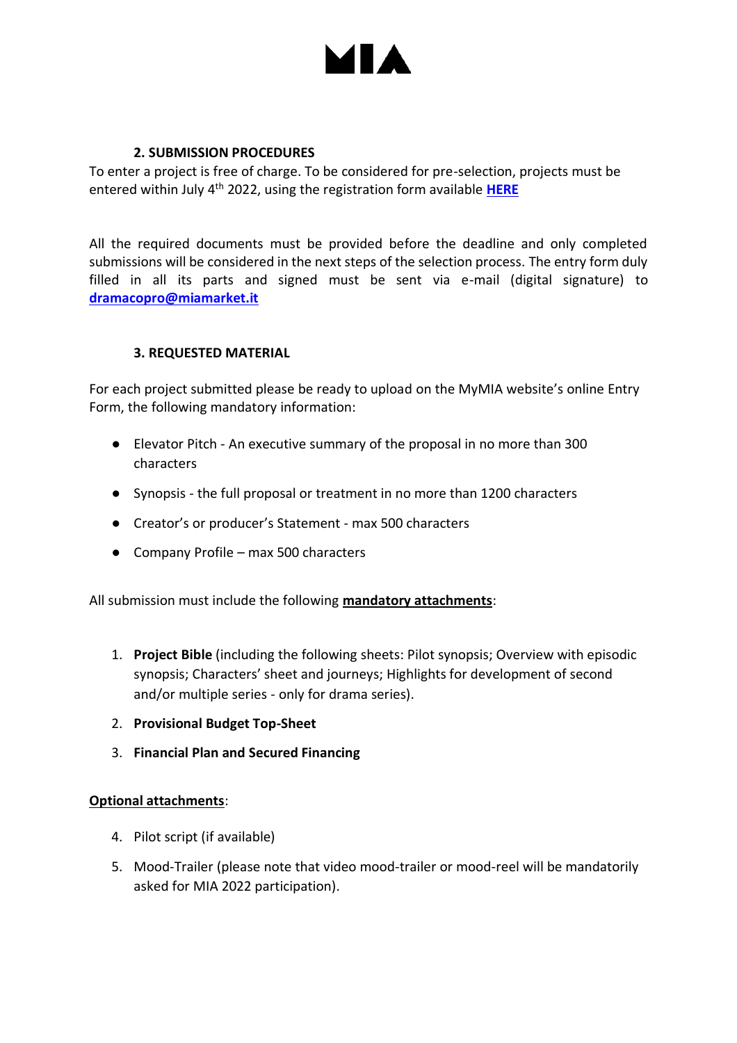## 2. SUBMISSION PROCEDURES

To enter a project is free of charge. To be considered for pre-selection, projects must be entered within July 4th 2022, using the registration form available **HERE**

All the required documents must be provided before the deadline and only completed submissions will be considered in the next steps of the selection process. The entry form duly filled in all its parts and signed must be sent via e-mail (digital signature) to **dramacopro@miamarket.it**

## 3. REQUESTED MATERIAL

For each project submitted please be ready to upload on the MyMIA website's online Entry Form, the following mandatory information:

- Elevator Pitch - An executive summary of the proposal in no more than 300 characters
- Synopsis - the full proposal or treatment in no more than 1200 characters
- Creator's or producer's Statement - max 500 characters
- Company Profile – max 500 characters

All submission must include the following **mandatory attachments**:

1. **Project Bible** (including the following sheets: Pilot synopsis; Overview with episodic synopsis; Characters' sheet and journeys; Highlights for development of second and/or multiple series - only for drama series).
2. **Provisional Budget Top-Sheet**
3. **Financial Plan and Secured Financing**

**Optional attachments**:

4. Pilot script (if available)
5. Mood-Trailer (please note that video mood-trailer or mood-reel will be mandatorily asked for MIA 2022 participation).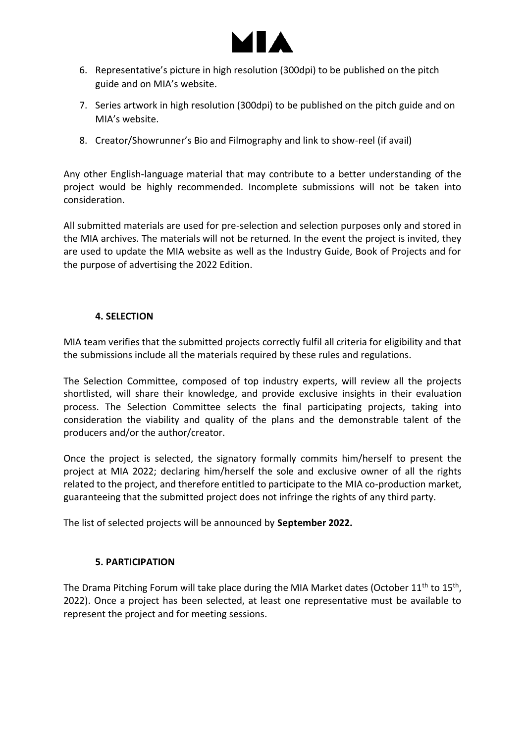6. Representative's picture in high resolution (300dpi) to be published on the pitch guide and on MIA's website.
7. Series artwork in high resolution (300dpi) to be published on the pitch guide and on MIA's website.
8. Creator/Showrunner's Bio and Filmography and link to show-reel (if avail)

Any other English-language material that may contribute to a better understanding of the project would be highly recommended. Incomplete submissions will not be taken into consideration.

All submitted materials are used for pre-selection and selection purposes only and stored in the MIA archives. The materials will not be returned. In the event the project is invited, they are used to update the MIA website as well as the Industry Guide, Book of Projects and for the purpose of advertising the 2022 Edition.

### 4. SELECTION

MIA team verifies that the submitted projects correctly fulfil all criteria for eligibility and that the submissions include all the materials required by these rules and regulations.

The Selection Committee, composed of top industry experts, will review all the projects shortlisted, will share their knowledge, and provide exclusive insights in their evaluation process. The Selection Committee selects the final participating projects, taking into consideration the viability and quality of the plans and the demonstrable talent of the producers and/or the author/creator.

Once the project is selected, the signatory formally commits him/herself to present the project at MIA 2022; declaring him/herself the sole and exclusive owner of all the rights related to the project, and therefore entitled to participate to the MIA co-production market, guaranteeing that the submitted project does not infringe the rights of any third party.

The list of selected projects will be announced by **September 2022.**

### 5. PARTICIPATION

The Drama Pitching Forum will take place during the MIA Market dates (October 11th to 15th, 2022). Once a project has been selected, at least one representative must be available to represent the project and for meeting sessions.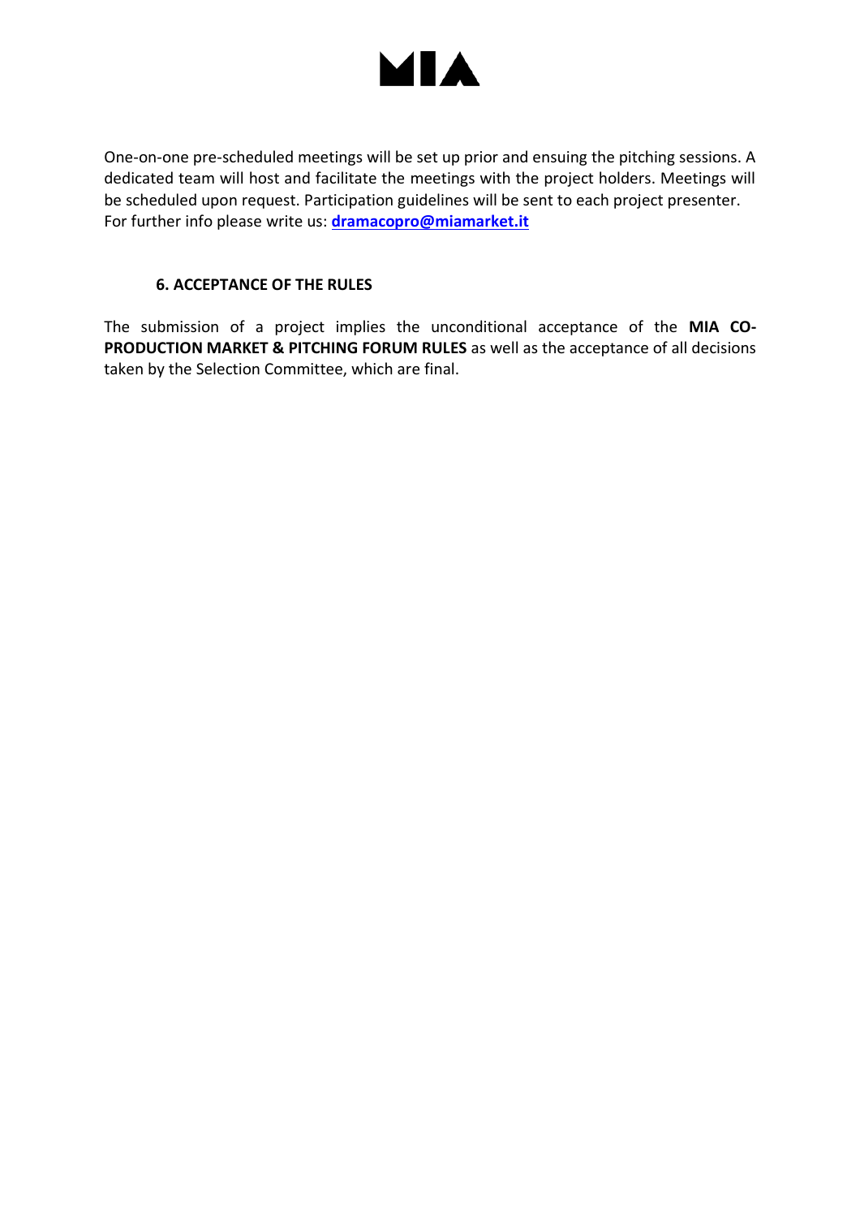One-on-one pre-scheduled meetings will be set up prior and ensuing the pitching sessions. A dedicated team will host and facilitate the meetings with the project holders. Meetings will be scheduled upon request. Participation guidelines will be sent to each project presenter. For further info please write us: **dramacopro@miamarket.it**

### 6. ACCEPTANCE OF THE RULES

The submission of a project implies the unconditional acceptance of the **MIA CO-PRODUCTION MARKET & PITCHING FORUM RULES** as well as the acceptance of all decisions taken by the Selection Committee, which are final.